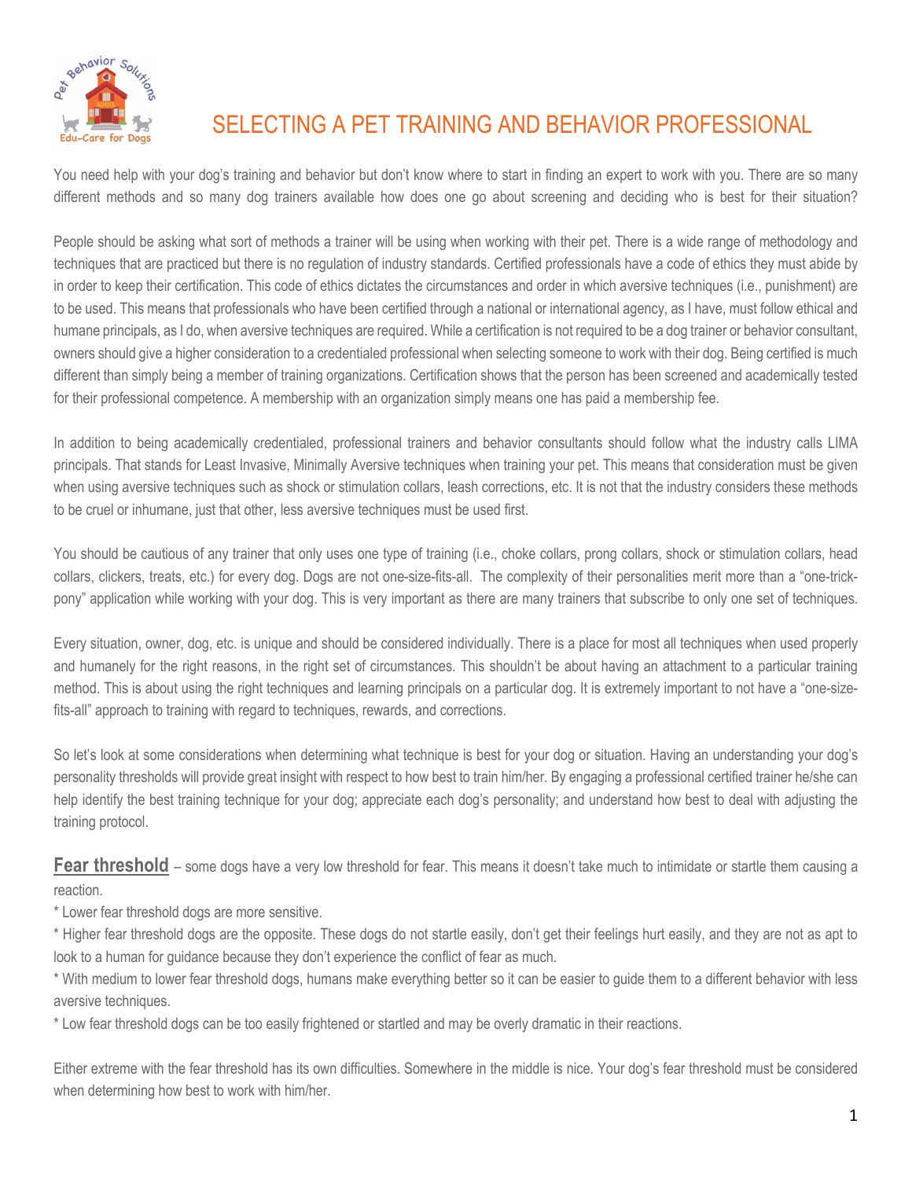# SELECTING A PET TRAINING AND BEHAVIOR PROFESSIONAL

You need help with your dog's training and behavior but don't know where to start in finding an expert to work with you. There are so many different methods and so many dog trainers available how does one go about screening and deciding who is best for their situation?

People should be asking what sort of methods a trainer will be using when working with their pet. There is a wide range of methodology and techniques that are practiced but there is no regulation of industry standards. Certified professionals have a code of ethics they must abide by in order to keep their certification. This code of ethics dictates the circumstances and order in which aversive techniques (i.e., punishment) are to be used. This means that professionals who have been certified through a national or international agency, as I have, must follow ethical and humane principals, as I do, when aversive techniques are required. While a certification is not required to be a dog trainer or behavior consultant, owners should give a higher consideration to a credentialed professional when selecting someone to work with their dog. Being certified is much different than simply being a member of training organizations. Certification shows that the person has been screened and academically tested for their professional competence. A membership with an organization simply means one has paid a membership fee.

In addition to being academically credentialed, professional trainers and behavior consultants should follow what the industry calls LIMA principals. That stands for Least Invasive, Minimally Aversive techniques when training your pet. This means that consideration must be given when using aversive techniques such as shock or stimulation collars, leash corrections, etc. It is not that the industry considers these methods to be cruel or inhumane, just that other, less aversive techniques must be used first.

You should be cautious of any trainer that only uses one type of training (i.e., choke collars, prong collars, shock or stimulation collars, head collars, clickers, treats, etc.) for every dog. Dogs are not one-size-fits-all. The complexity of their personalities merit more than a "one-trick-pony" application while working with your dog. This is very important as there are many trainers that subscribe to only one set of techniques.

Every situation, owner, dog, etc. is unique and should be considered individually. There is a place for most all techniques when used properly and humanely for the right reasons, in the right set of circumstances. This shouldn't be about having an attachment to a particular training method. This is about using the right techniques and learning principals on a particular dog. It is extremely important to not have a "one-size-fits-all" approach to training with regard to techniques, rewards, and corrections.

So let's look at some considerations when determining what technique is best for your dog or situation. Having an understanding your dog's personality thresholds will provide great insight with respect to how best to train him/her. By engaging a professional certified trainer he/she can help identify the best training technique for your dog; appreciate each dog's personality; and understand how best to deal with adjusting the training protocol.

**Fear threshold** – some dogs have a very low threshold for fear. This means it doesn't take much to intimidate or startle them causing a reaction.

* Lower fear threshold dogs are more sensitive.
* Higher fear threshold dogs are the opposite. These dogs do not startle easily, don't get their feelings hurt easily, and they are not as apt to look to a human for guidance because they don't experience the conflict of fear as much.
* With medium to lower fear threshold dogs, humans make everything better so it can be easier to guide them to a different behavior with less aversive techniques.
* Low fear threshold dogs can be too easily frightened or startled and may be overly dramatic in their reactions.

Either extreme with the fear threshold has its own difficulties. Somewhere in the middle is nice. Your dog's fear threshold must be considered when determining how best to work with him/her.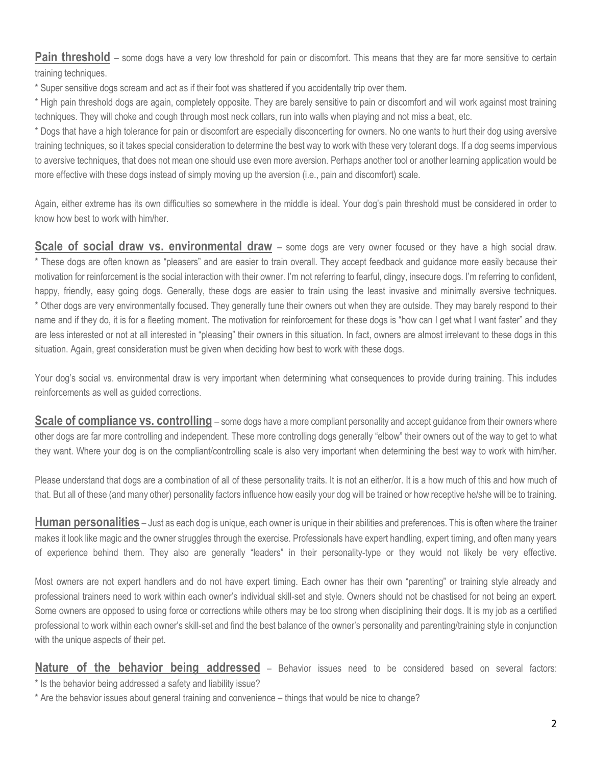**Pain threshold** – some dogs have a very low threshold for pain or discomfort. This means that they are far more sensitive to certain training techniques.

* Super sensitive dogs scream and act as if their foot was shattered if you accidentally trip over them.
* High pain threshold dogs are again, completely opposite. They are barely sensitive to pain or discomfort and will work against most training techniques. They will choke and cough through most neck collars, run into walls when playing and not miss a beat, etc.
* Dogs that have a high tolerance for pain or discomfort are especially disconcerting for owners. No one wants to hurt their dog using aversive training techniques, so it takes special consideration to determine the best way to work with these very tolerant dogs. If a dog seems impervious to aversive techniques, that does not mean one should use even more aversion. Perhaps another tool or another learning application would be more effective with these dogs instead of simply moving up the aversion (i.e., pain and discomfort) scale.

Again, either extreme has its own difficulties so somewhere in the middle is ideal. Your dog's pain threshold must be considered in order to know how best to work with him/her.

**Scale of social draw vs. environmental draw** – some dogs are very owner focused or they have a high social draw.

* These dogs are often known as "pleasers" and are easier to train overall. They accept feedback and guidance more easily because their motivation for reinforcement is the social interaction with their owner. I'm not referring to fearful, clingy, insecure dogs. I'm referring to confident, happy, friendly, easy going dogs. Generally, these dogs are easier to train using the least invasive and minimally aversive techniques.
* Other dogs are very environmentally focused. They generally tune their owners out when they are outside. They may barely respond to their name and if they do, it is for a fleeting moment. The motivation for reinforcement for these dogs is "how can I get what I want faster" and they are less interested or not at all interested in "pleasing" their owners in this situation. In fact, owners are almost irrelevant to these dogs in this situation. Again, great consideration must be given when deciding how best to work with these dogs.

Your dog's social vs. environmental draw is very important when determining what consequences to provide during training. This includes reinforcements as well as guided corrections.

**Scale of compliance vs. controlling** – some dogs have a more compliant personality and accept guidance from their owners where other dogs are far more controlling and independent. These more controlling dogs generally "elbow" their owners out of the way to get to what they want. Where your dog is on the compliant/controlling scale is also very important when determining the best way to work with him/her.

Please understand that dogs are a combination of all of these personality traits. It is not an either/or. It is a how much of this and how much of that. But all of these (and many other) personality factors influence how easily your dog will be trained or how receptive he/she will be to training.

**Human personalities** – Just as each dog is unique, each owner is unique in their abilities and preferences. This is often where the trainer makes it look like magic and the owner struggles through the exercise. Professionals have expert handling, expert timing, and often many years of experience behind them. They also are generally "leaders" in their personality-type or they would not likely be very effective.

Most owners are not expert handlers and do not have expert timing. Each owner has their own "parenting" or training style already and professional trainers need to work within each owner's individual skill-set and style. Owners should not be chastised for not being an expert. Some owners are opposed to using force or corrections while others may be too strong when disciplining their dogs. It is my job as a certified professional to work within each owner's skill-set and find the best balance of the owner's personality and parenting/training style in conjunction with the unique aspects of their pet.

**Nature of the behavior being addressed** – Behavior issues need to be considered based on several factors:

* Is the behavior being addressed a safety and liability issue?
* Are the behavior issues about general training and convenience – things that would be nice to change?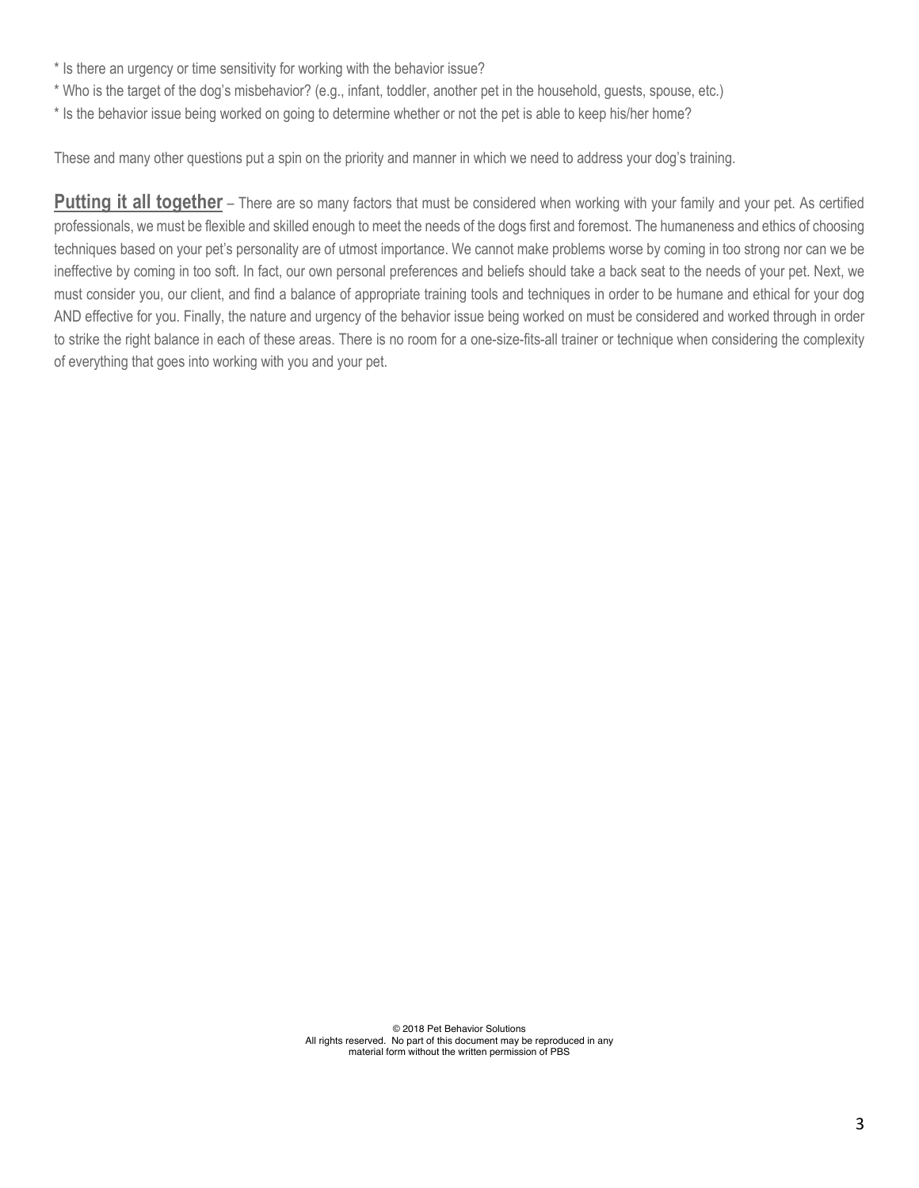* Is there an urgency or time sensitivity for working with the behavior issue?
* Who is the target of the dog's misbehavior? (e.g., infant, toddler, another pet in the household, guests, spouse, etc.)
* Is the behavior issue being worked on going to determine whether or not the pet is able to keep his/her home?

These and many other questions put a spin on the priority and manner in which we need to address your dog's training.

**Putting it all together** – There are so many factors that must be considered when working with your family and your pet. As certified professionals, we must be flexible and skilled enough to meet the needs of the dogs first and foremost. The humaneness and ethics of choosing techniques based on your pet's personality are of utmost importance. We cannot make problems worse by coming in too strong nor can we be ineffective by coming in too soft. In fact, our own personal preferences and beliefs should take a back seat to the needs of your pet. Next, we must consider you, our client, and find a balance of appropriate training tools and techniques in order to be humane and ethical for your dog AND effective for you. Finally, the nature and urgency of the behavior issue being worked on must be considered and worked through in order to strike the right balance in each of these areas. There is no room for a one-size-fits-all trainer or technique when considering the complexity of everything that goes into working with you and your pet.

© 2018 Pet Behavior Solutions
All rights reserved. No part of this document may be reproduced in any material form without the written permission of PBS